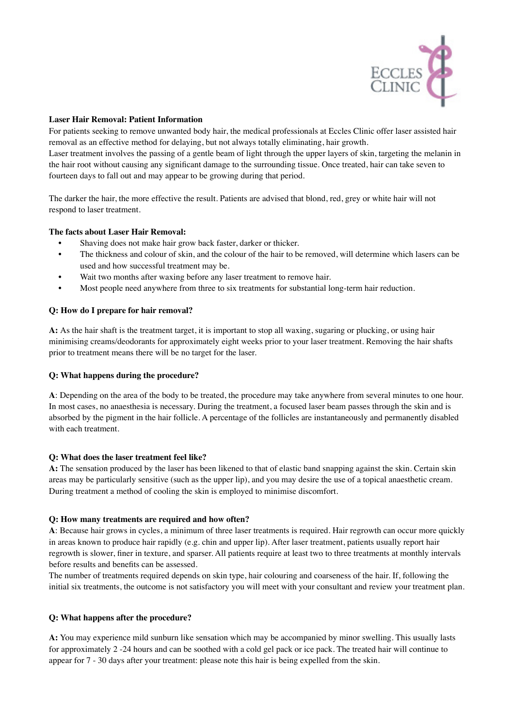ECCLES CLINIC

**Laser Hair Removal: Patient Information**

For patients seeking to remove unwanted body hair, the medical professionals at Eccles Clinic offer laser assisted hair removal as an effective method for delaying, but not always totally eliminating, hair growth.

Laser treatment involves the passing of a gentle beam of light through the upper layers of skin, targeting the melanin in the hair root without causing any significant damage to the surrounding tissue. Once treated, hair can take seven to fourteen days to fall out and may appear to be growing during that period.

The darker the hair, the more effective the result. Patients are advised that blond, red, grey or white hair will not respond to laser treatment.

**The facts about Laser Hair Removal:**

- Shaving does not make hair grow back faster, darker or thicker.
- The thickness and colour of skin, and the colour of the hair to be removed, will determine which lasers can be used and how successful treatment may be.
- Wait two months after waxing before any laser treatment to remove hair.
- Most people need anywhere from three to six treatments for substantial long-term hair reduction.

**Q: How do I prepare for hair removal?**

**A:** As the hair shaft is the treatment target, it is important to stop all waxing, sugaring or plucking, or using hair minimising creams/deodorants for approximately eight weeks prior to your laser treatment. Removing the hair shafts prior to treatment means there will be no target for the laser.

**Q: What happens during the procedure?**

**A**: Depending on the area of the body to be treated, the procedure may take anywhere from several minutes to one hour. In most cases, no anaesthesia is necessary. During the treatment, a focused laser beam passes through the skin and is absorbed by the pigment in the hair follicle. A percentage of the follicles are instantaneously and permanently disabled with each treatment.

**Q: What does the laser treatment feel like?**

**A:** The sensation produced by the laser has been likened to that of elastic band snapping against the skin. Certain skin areas may be particularly sensitive (such as the upper lip), and you may desire the use of a topical anaesthetic cream. During treatment a method of cooling the skin is employed to minimise discomfort.

**Q: How many treatments are required and how often?**

**A**: Because hair grows in cycles, a minimum of three laser treatments is required. Hair regrowth can occur more quickly in areas known to produce hair rapidly (e.g. chin and upper lip). After laser treatment, patients usually report hair regrowth is slower, finer in texture, and sparser. All patients require at least two to three treatments at monthly intervals before results and benefits can be assessed.

The number of treatments required depends on skin type, hair colouring and coarseness of the hair. If, following the initial six treatments, the outcome is not satisfactory you will meet with your consultant and review your treatment plan.

**Q: What happens after the procedure?**

**A:** You may experience mild sunburn like sensation which may be accompanied by minor swelling. This usually lasts for approximately 2 -24 hours and can be soothed with a cold gel pack or ice pack. The treated hair will continue to appear for 7 - 30 days after your treatment: please note this hair is being expelled from the skin.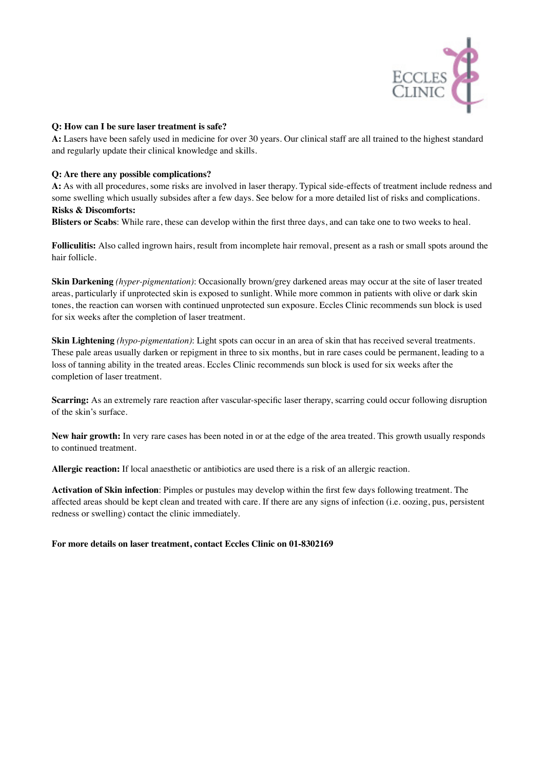**Q: How can I be sure laser treatment is safe?**

**A:** Lasers have been safely used in medicine for over 30 years. Our clinical staff are all trained to the highest standard and regularly update their clinical knowledge and skills.

**Q: Are there any possible complications?**

**A:** As with all procedures, some risks are involved in laser therapy. Typical side-effects of treatment include redness and some swelling which usually subsides after a few days. See below for a more detailed list of risks and complications.

**Risks & Discomforts:**

**Blisters or Scabs**: While rare, these can develop within the first three days, and can take one to two weeks to heal.

**Folliculitis:** Also called ingrown hairs, result from incomplete hair removal, present as a rash or small spots around the hair follicle.

**Skin Darkening** *(hyper-pigmentation)*: Occasionally brown/grey darkened areas may occur at the site of laser treated areas, particularly if unprotected skin is exposed to sunlight. While more common in patients with olive or dark skin tones, the reaction can worsen with continued unprotected sun exposure. Eccles Clinic recommends sun block is used for six weeks after the completion of laser treatment.

**Skin Lightening** *(hypo-pigmentation)*: Light spots can occur in an area of skin that has received several treatments. These pale areas usually darken or repigment in three to six months, but in rare cases could be permanent, leading to a loss of tanning ability in the treated areas. Eccles Clinic recommends sun block is used for six weeks after the completion of laser treatment.

**Scarring:** As an extremely rare reaction after vascular-specific laser therapy, scarring could occur following disruption of the skin's surface.

**New hair growth:** In very rare cases has been noted in or at the edge of the area treated. This growth usually responds to continued treatment.

**Allergic reaction:** If local anaesthetic or antibiotics are used there is a risk of an allergic reaction.

**Activation of Skin infection**: Pimples or pustules may develop within the first few days following treatment. The affected areas should be kept clean and treated with care. If there are any signs of infection (i.e. oozing, pus, persistent redness or swelling) contact the clinic immediately.

**For more details on laser treatment, contact Eccles Clinic on 01-8302169**